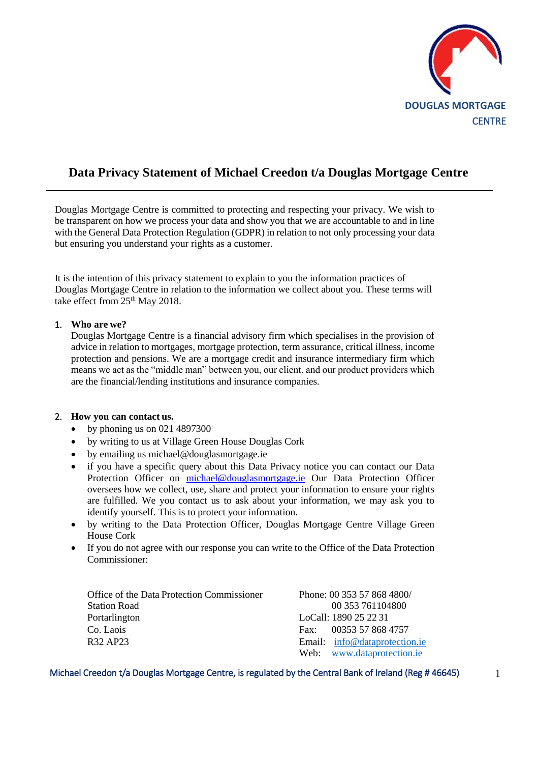DOUGLAS MORTGAGE CENTRE

# Data Privacy Statement of Michael Creedon t/a Douglas Mortgage Centre

Douglas Mortgage Centre is committed to protecting and respecting your privacy. We wish to be transparent on how we process your data and show you that we are accountable to and in line with the General Data Protection Regulation (GDPR) in relation to not only processing your data but ensuring you understand your rights as a customer.

It is the intention of this privacy statement to explain to you the information practices of Douglas Mortgage Centre in relation to the information we collect about you. These terms will take effect from 25th May 2018.

1. **Who are we?**
   Douglas Mortgage Centre is a financial advisory firm which specialises in the provision of advice in relation to mortgages, mortgage protection, term assurance, critical illness, income protection and pensions. We are a mortgage credit and insurance intermediary firm which means we act as the "middle man" between you, our client, and our product providers which are the financial/lending institutions and insurance companies.

2. **How you can contact us.**
   - by phoning us on 021 4897300
   - by writing to us at Village Green House Douglas Cork
   - by emailing us michael@douglasmortgage.ie
   - if you have a specific query about this Data Privacy notice you can contact our Data Protection Officer on michael@douglasmortgage.ie Our Data Protection Officer oversees how we collect, use, share and protect your information to ensure your rights are fulfilled. We you contact us to ask about your information, we may ask you to identify yourself. This is to protect your information.
   - by writing to the Data Protection Officer, Douglas Mortgage Centre Village Green House Cork
   - If you do not agree with our response you can write to the Office of the Data Protection Commissioner:

   Office of the Data Protection Commissioner
   Station Road
   Portarlington
   Co. Laois
   R32 AP23

   Phone: 00 353 57 868 4800/
   00 353 761104800
   LoCall: 1890 25 22 31
   Fax: 00353 57 868 4757
   Email: info@dataprotection.ie
   Web: www.dataprotection.ie

Michael Creedon t/a Douglas Mortgage Centre, is regulated by the Central Bank of Ireland (Reg # 46645)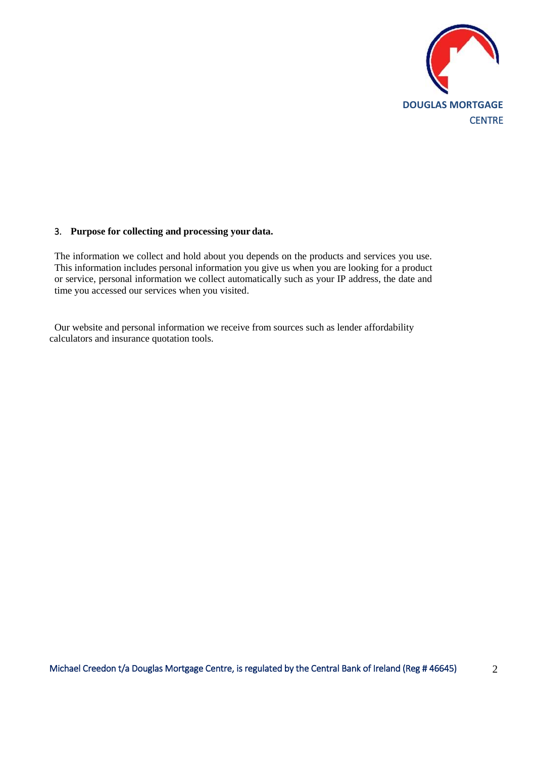## 3. Purpose for collecting and processing your data.

The information we collect and hold about you depends on the products and services you use. This information includes personal information you give us when you are looking for a product or service, personal information we collect automatically such as your IP address, the date and time you accessed our services when you visited.

Our website and personal information we receive from sources such as lender affordability calculators and insurance quotation tools.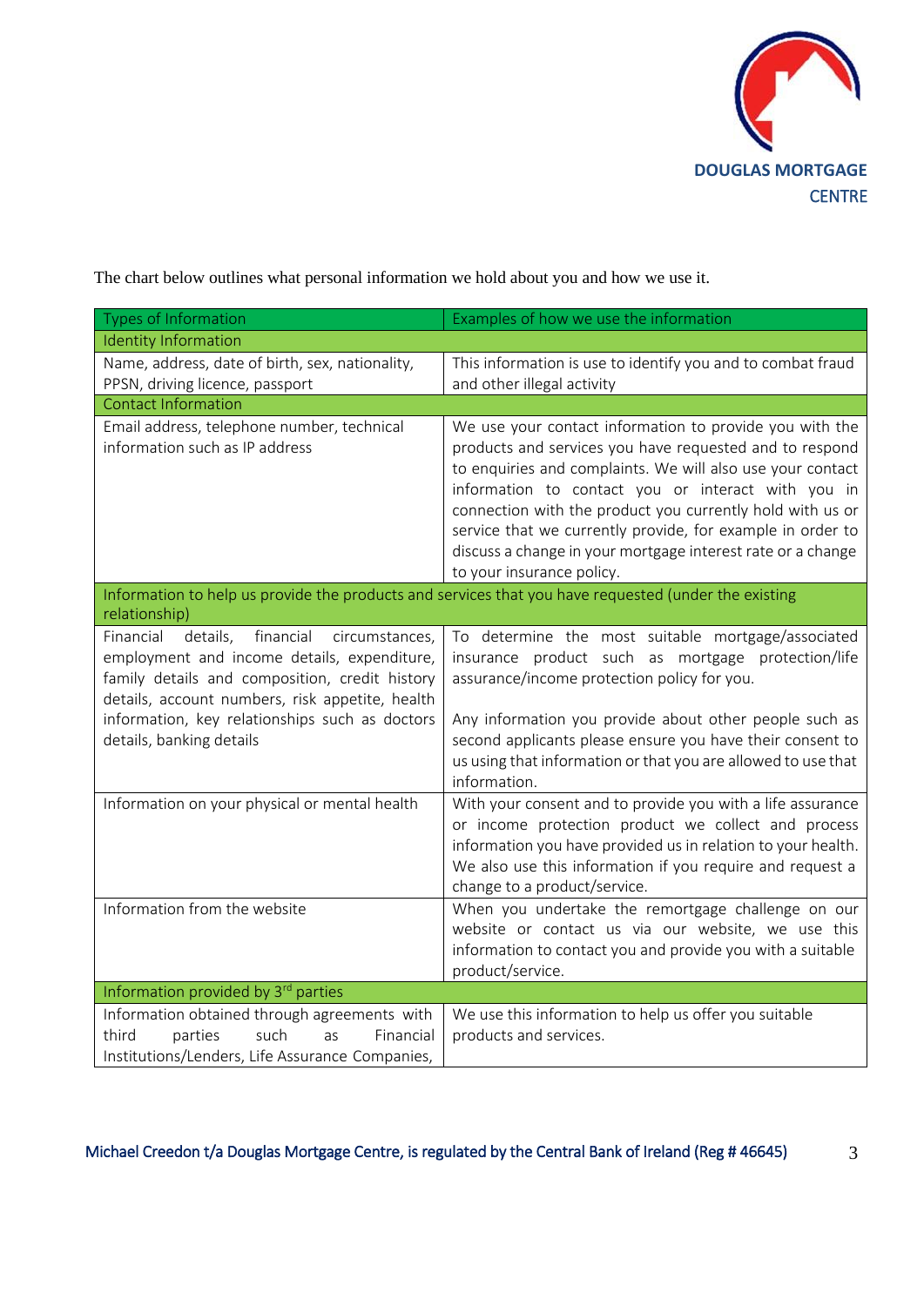The chart below outlines what personal information we hold about you and how we use it.

| Types of Information | Examples of how we use the information |
|---|---|
| **Identity Information** | |
| Name, address, date of birth, sex, nationality, PPSN, driving licence, passport | This information is use to identify you and to combat fraud and other illegal activity |
| **Contact Information** | |
| Email address, telephone number, technical information such as IP address | We use your contact information to provide you with the products and services you have requested and to respond to enquiries and complaints. We will also use your contact information to contact you or interact with you in connection with the product you currently hold with us or service that we currently provide, for example in order to discuss a change in your mortgage interest rate or a change to your insurance policy. |
| **Information to help us provide the products and services that you have requested (under the existing relationship)** | |
| Financial details, financial circumstances, employment and income details, expenditure, family details and composition, credit history details, account numbers, risk appetite, health information, key relationships such as doctors details, banking details | To determine the most suitable mortgage/associated insurance product such as mortgage protection/life assurance/income protection policy for you.<br><br>Any information you provide about other people such as second applicants please ensure you have their consent to us using that information or that you are allowed to use that information. |
| Information on your physical or mental health | With your consent and to provide you with a life assurance or income protection product we collect and process information you have provided us in relation to your health. We also use this information if you require and request a change to a product/service. |
| Information from the website | When you undertake the remortgage challenge on our website or contact us via our website, we use this information to contact you and provide you with a suitable product/service. |
| **Information provided by 3rd parties** | |
| Information obtained through agreements with third parties such as Financial Institutions/Lenders, Life Assurance Companies, | We use this information to help us offer you suitable products and services. |

Michael Creedon t/a Douglas Mortgage Centre, is regulated by the Central Bank of Ireland (Reg # 46645)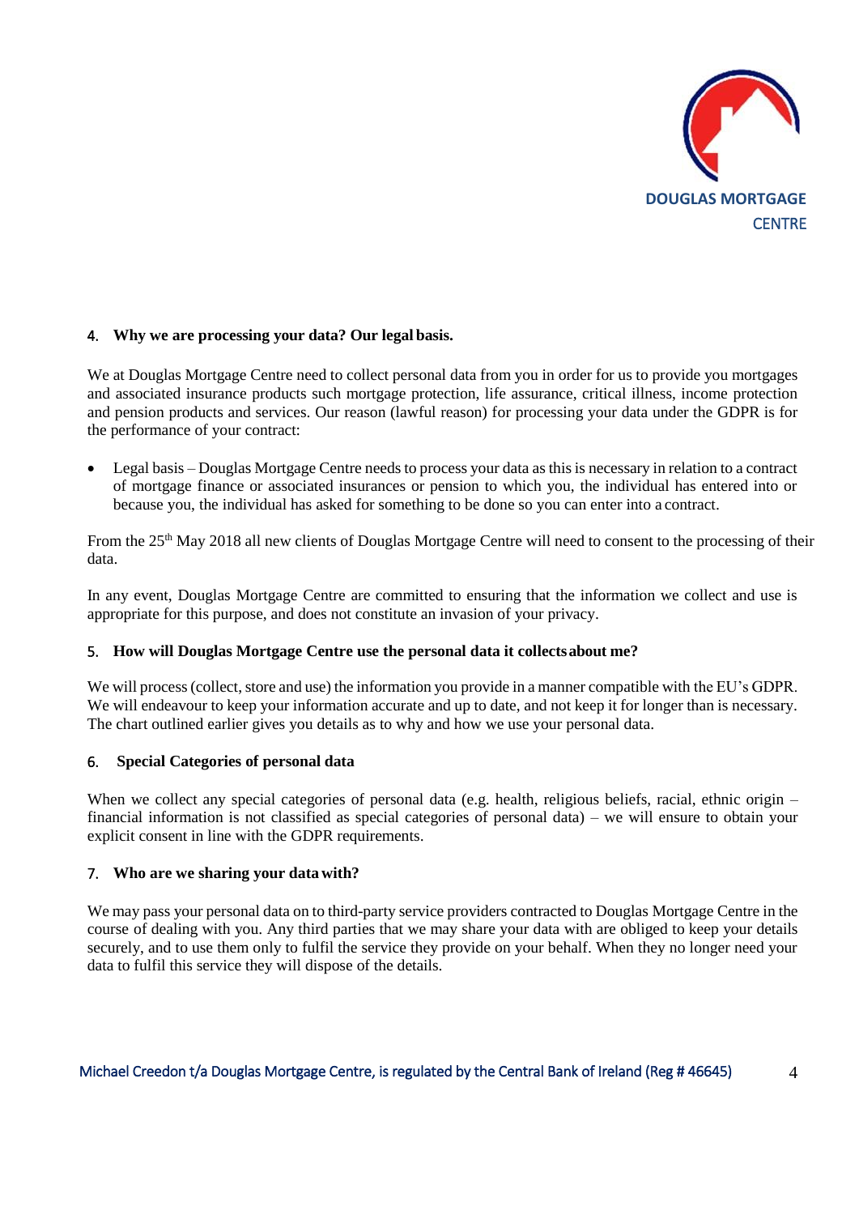## 4. Why we are processing your data? Our legal basis.

We at Douglas Mortgage Centre need to collect personal data from you in order for us to provide you mortgages and associated insurance products such mortgage protection, life assurance, critical illness, income protection and pension products and services. Our reason (lawful reason) for processing your data under the GDPR is for the performance of your contract:

- Legal basis – Douglas Mortgage Centre needs to process your data as this is necessary in relation to a contract of mortgage finance or associated insurances or pension to which you, the individual has entered into or because you, the individual has asked for something to be done so you can enter into a contract.

From the 25th May 2018 all new clients of Douglas Mortgage Centre will need to consent to the processing of their data.

In any event, Douglas Mortgage Centre are committed to ensuring that the information we collect and use is appropriate for this purpose, and does not constitute an invasion of your privacy.

## 5. How will Douglas Mortgage Centre use the personal data it collects about me?

We will process (collect, store and use) the information you provide in a manner compatible with the EU's GDPR. We will endeavour to keep your information accurate and up to date, and not keep it for longer than is necessary. The chart outlined earlier gives you details as to why and how we use your personal data.

## 6. Special Categories of personal data

When we collect any special categories of personal data (e.g. health, religious beliefs, racial, ethnic origin – financial information is not classified as special categories of personal data) – we will ensure to obtain your explicit consent in line with the GDPR requirements.

## 7. Who are we sharing your data with?

We may pass your personal data on to third-party service providers contracted to Douglas Mortgage Centre in the course of dealing with you. Any third parties that we may share your data with are obliged to keep your details securely, and to use them only to fulfil the service they provide on your behalf. When they no longer need your data to fulfil this service they will dispose of the details.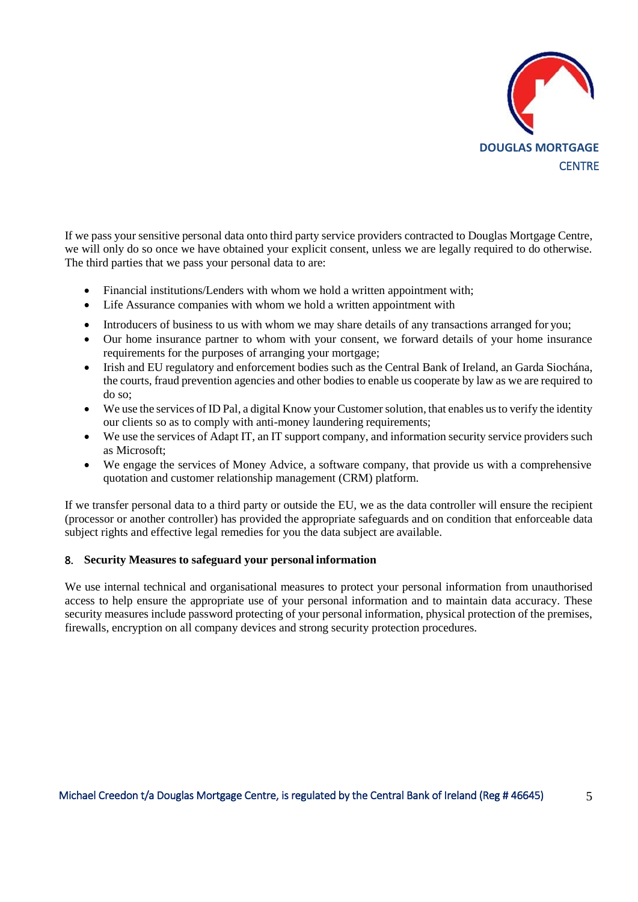If we pass your sensitive personal data onto third party service providers contracted to Douglas Mortgage Centre, we will only do so once we have obtained your explicit consent, unless we are legally required to do otherwise. The third parties that we pass your personal data to are:

- Financial institutions/Lenders with whom we hold a written appointment with;
- Life Assurance companies with whom we hold a written appointment with
- Introducers of business to us with whom we may share details of any transactions arranged for you;
- Our home insurance partner to whom with your consent, we forward details of your home insurance requirements for the purposes of arranging your mortgage;
- Irish and EU regulatory and enforcement bodies such as the Central Bank of Ireland, an Garda Siochána, the courts, fraud prevention agencies and other bodies to enable us cooperate by law as we are required to do so;
- We use the services of ID Pal, a digital Know your Customer solution, that enables us to verify the identity our clients so as to comply with anti-money laundering requirements;
- We use the services of Adapt IT, an IT support company, and information security service providers such as Microsoft;
- We engage the services of Money Advice, a software company, that provide us with a comprehensive quotation and customer relationship management (CRM) platform.

If we transfer personal data to a third party or outside the EU, we as the data controller will ensure the recipient (processor or another controller) has provided the appropriate safeguards and on condition that enforceable data subject rights and effective legal remedies for you the data subject are available.

## 8. Security Measures to safeguard your personal information

We use internal technical and organisational measures to protect your personal information from unauthorised access to help ensure the appropriate use of your personal information and to maintain data accuracy. These security measures include password protecting of your personal information, physical protection of the premises, firewalls, encryption on all company devices and strong security protection procedures.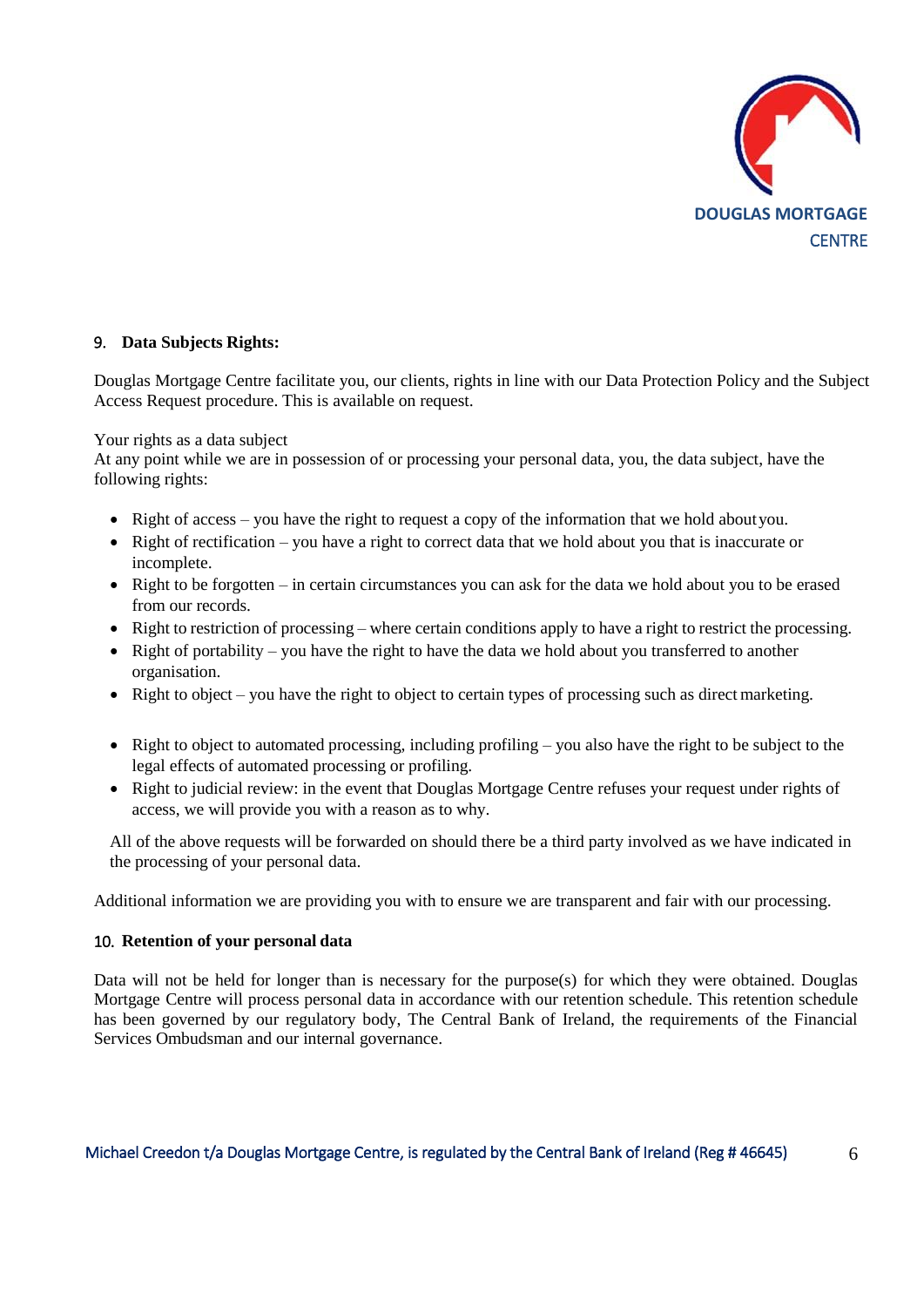## 9. Data Subjects Rights:

Douglas Mortgage Centre facilitate you, our clients, rights in line with our Data Protection Policy and the Subject Access Request procedure. This is available on request.

Your rights as a data subject
At any point while we are in possession of or processing your personal data, you, the data subject, have the following rights:

- Right of access – you have the right to request a copy of the information that we hold about you.
- Right of rectification – you have a right to correct data that we hold about you that is inaccurate or incomplete.
- Right to be forgotten – in certain circumstances you can ask for the data we hold about you to be erased from our records.
- Right to restriction of processing – where certain conditions apply to have a right to restrict the processing.
- Right of portability – you have the right to have the data we hold about you transferred to another organisation.
- Right to object – you have the right to object to certain types of processing such as direct marketing.

- Right to object to automated processing, including profiling – you also have the right to be subject to the legal effects of automated processing or profiling.
- Right to judicial review: in the event that Douglas Mortgage Centre refuses your request under rights of access, we will provide you with a reason as to why.

All of the above requests will be forwarded on should there be a third party involved as we have indicated in the processing of your personal data.

Additional information we are providing you with to ensure we are transparent and fair with our processing.

## 10. Retention of your personal data

Data will not be held for longer than is necessary for the purpose(s) for which they were obtained. Douglas Mortgage Centre will process personal data in accordance with our retention schedule. This retention schedule has been governed by our regulatory body, The Central Bank of Ireland, the requirements of the Financial Services Ombudsman and our internal governance.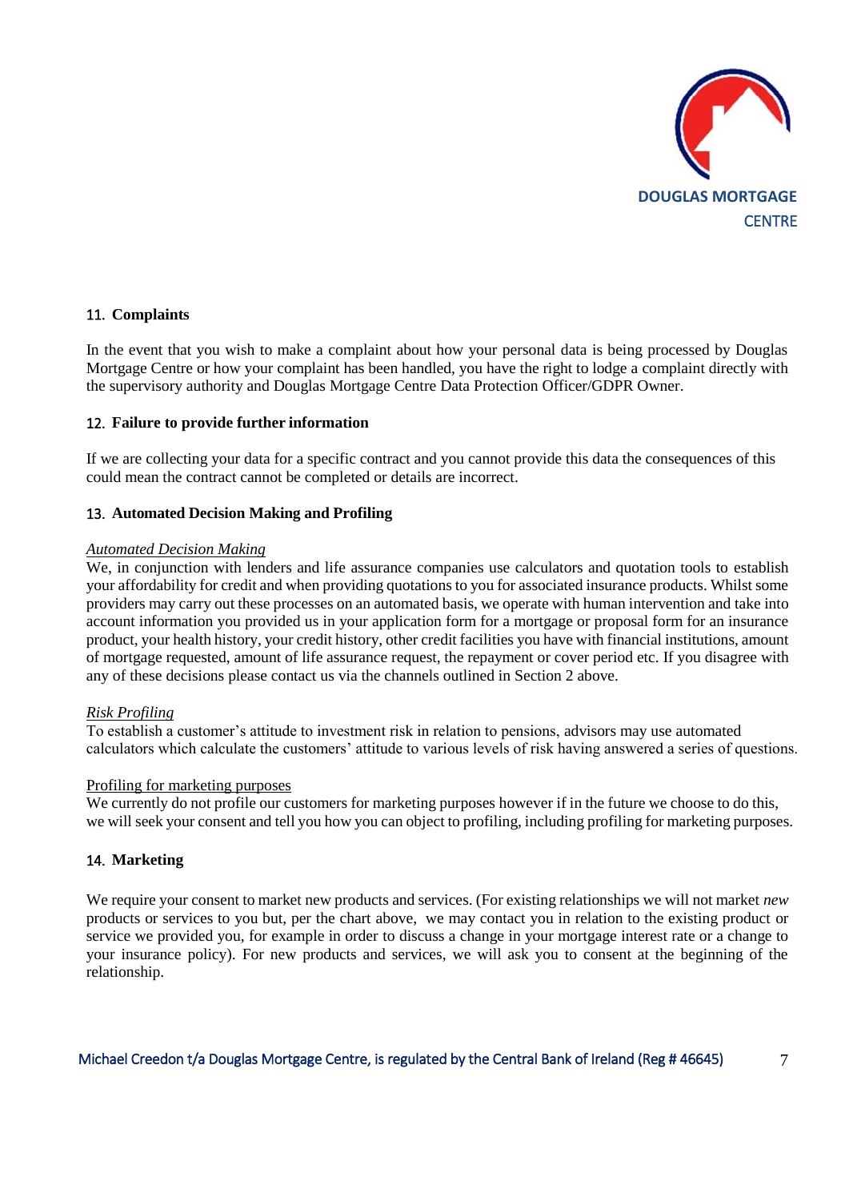## 11. Complaints

In the event that you wish to make a complaint about how your personal data is being processed by Douglas Mortgage Centre or how your complaint has been handled, you have the right to lodge a complaint directly with the supervisory authority and Douglas Mortgage Centre Data Protection Officer/GDPR Owner.

## 12. Failure to provide further information

If we are collecting your data for a specific contract and you cannot provide this data the consequences of this could mean the contract cannot be completed or details are incorrect.

## 13. Automated Decision Making and Profiling

*Automated Decision Making*
We, in conjunction with lenders and life assurance companies use calculators and quotation tools to establish your affordability for credit and when providing quotations to you for associated insurance products. Whilst some providers may carry out these processes on an automated basis, we operate with human intervention and take into account information you provided us in your application form for a mortgage or proposal form for an insurance product, your health history, your credit history, other credit facilities you have with financial institutions, amount of mortgage requested, amount of life assurance request, the repayment or cover period etc. If you disagree with any of these decisions please contact us via the channels outlined in Section 2 above.

*Risk Profiling*
To establish a customer's attitude to investment risk in relation to pensions, advisors may use automated calculators which calculate the customers' attitude to various levels of risk having answered a series of questions.

Profiling for marketing purposes
We currently do not profile our customers for marketing purposes however if in the future we choose to do this, we will seek your consent and tell you how you can object to profiling, including profiling for marketing purposes.

## 14. Marketing

We require your consent to market new products and services. (For existing relationships we will not market *new* products or services to you but, per the chart above, we may contact you in relation to the existing product or service we provided you, for example in order to discuss a change in your mortgage interest rate or a change to your insurance policy). For new products and services, we will ask you to consent at the beginning of the relationship.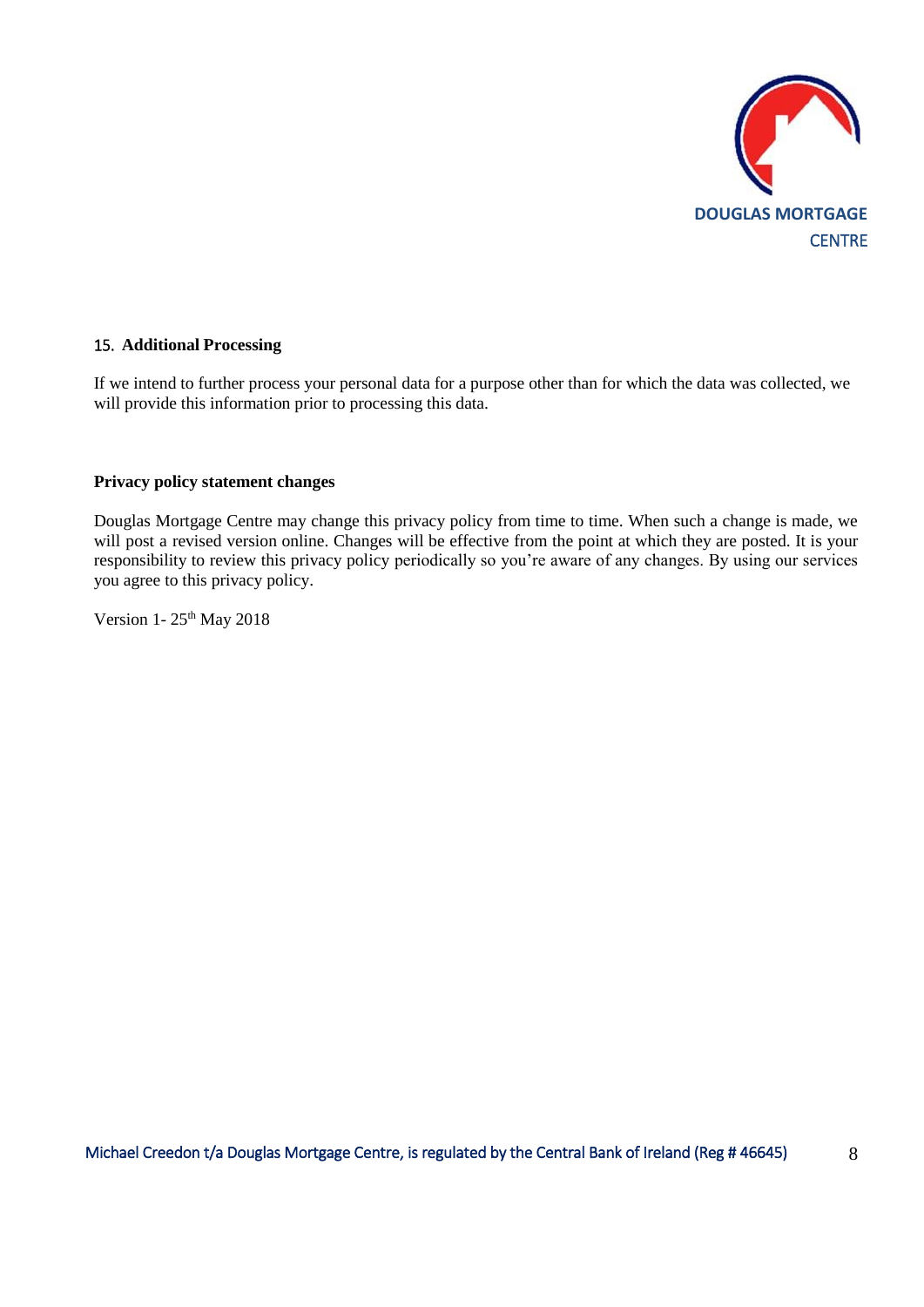## 15. Additional Processing

If we intend to further process your personal data for a purpose other than for which the data was collected, we will provide this information prior to processing this data.

## Privacy policy statement changes

Douglas Mortgage Centre may change this privacy policy from time to time. When such a change is made, we will post a revised version online. Changes will be effective from the point at which they are posted. It is your responsibility to review this privacy policy periodically so you're aware of any changes. By using our services you agree to this privacy policy.

Version 1- 25th May 2018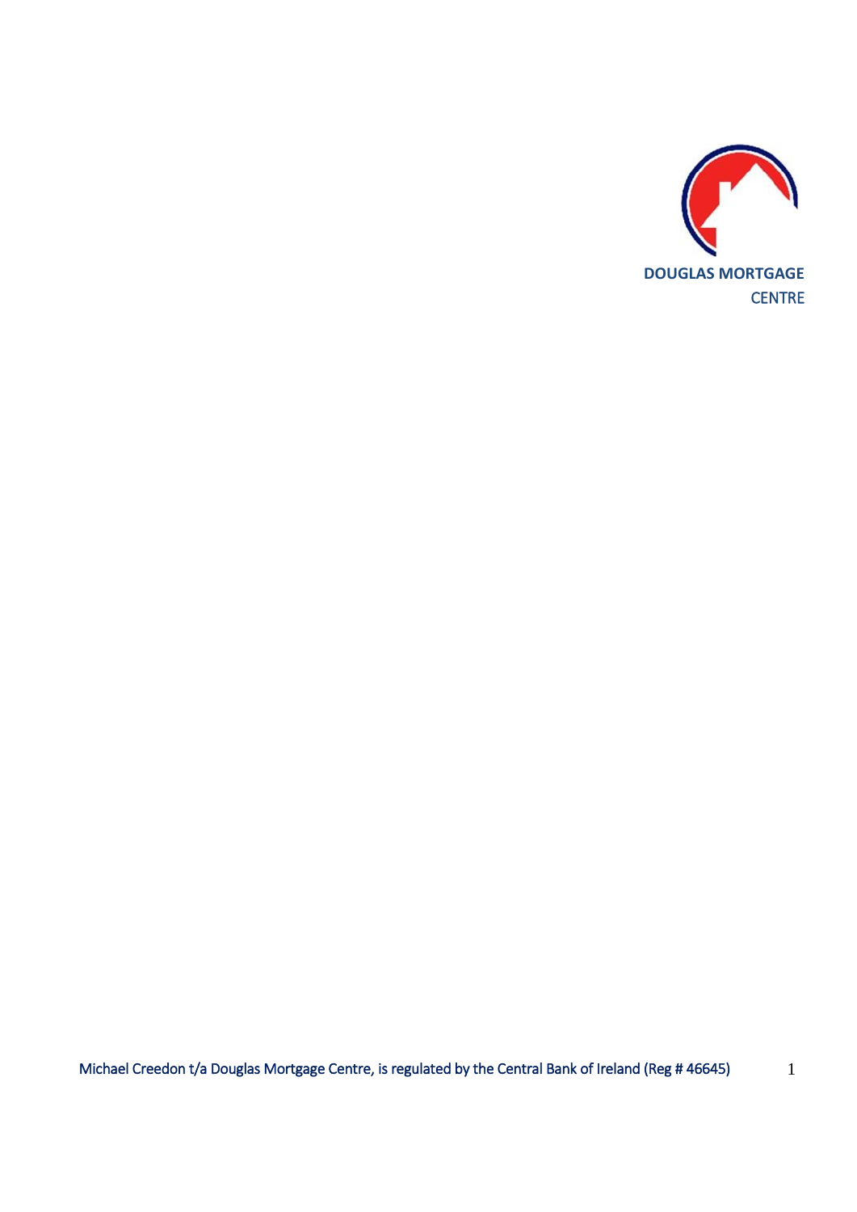**DOUGLAS MORTGAGE**
CENTRE